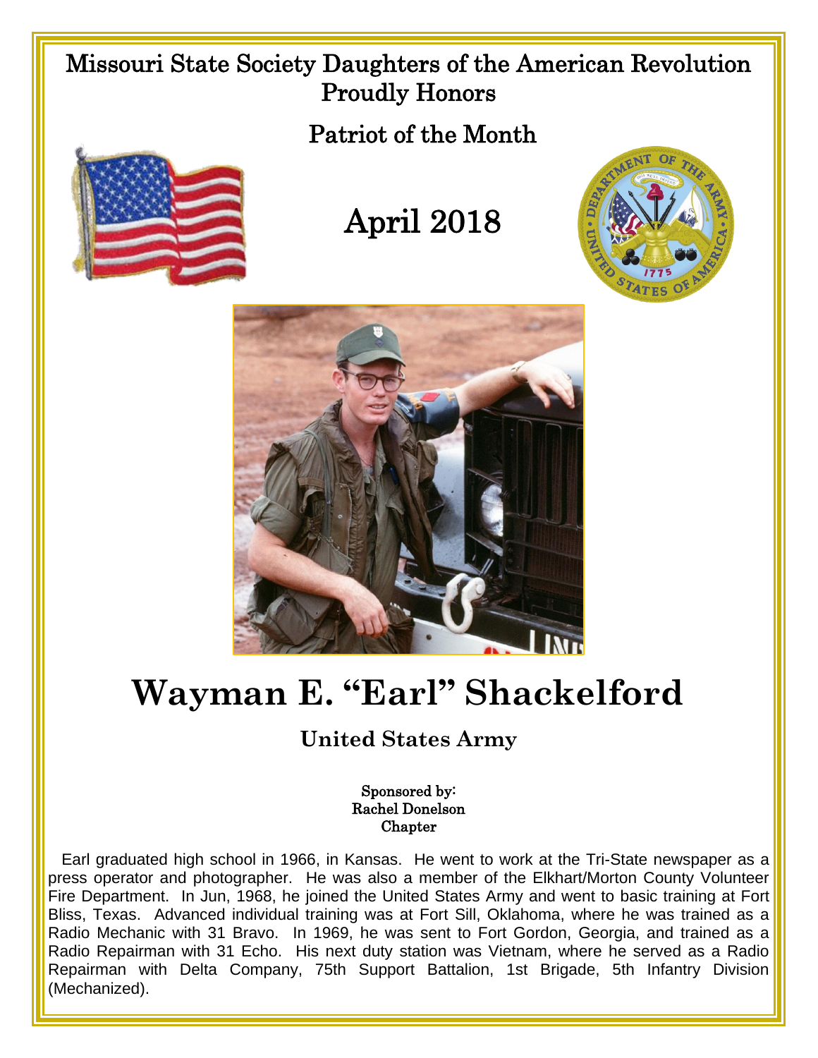Missouri State Society Daughters of the American Revolution
Proudly Honors

Patriot of the Month

April 2018

# Wayman E. "Earl" Shackelford

## United States Army

Sponsored by:
Rachel Donelson
Chapter

Earl graduated high school in 1966, in Kansas. He went to work at the Tri-State newspaper as a press operator and photographer. He was also a member of the Elkhart/Morton County Volunteer Fire Department. In Jun, 1968, he joined the United States Army and went to basic training at Fort Bliss, Texas. Advanced individual training was at Fort Sill, Oklahoma, where he was trained as a Radio Mechanic with 31 Bravo. In 1969, he was sent to Fort Gordon, Georgia, and trained as a Radio Repairman with 31 Echo. His next duty station was Vietnam, where he served as a Radio Repairman with Delta Company, 75th Support Battalion, 1st Brigade, 5th Infantry Division (Mechanized).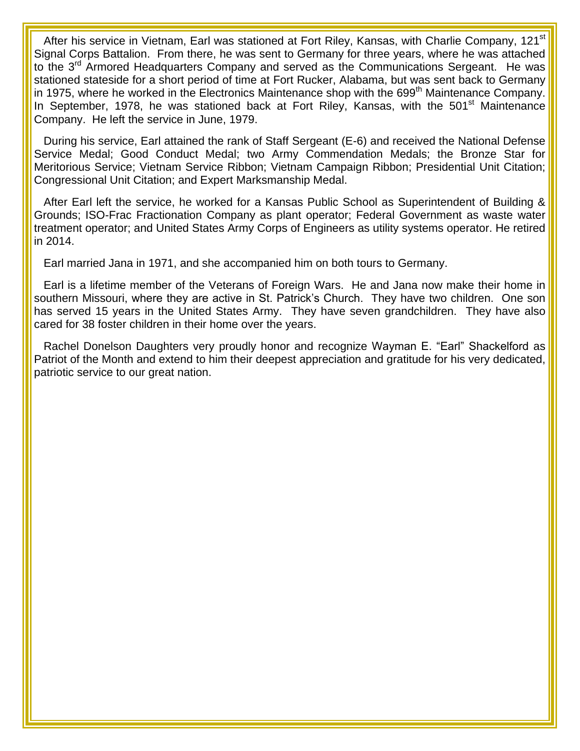After his service in Vietnam, Earl was stationed at Fort Riley, Kansas, with Charlie Company, 121st Signal Corps Battalion. From there, he was sent to Germany for three years, where he was attached to the 3rd Armored Headquarters Company and served as the Communications Sergeant. He was stationed stateside for a short period of time at Fort Rucker, Alabama, but was sent back to Germany in 1975, where he worked in the Electronics Maintenance shop with the 699th Maintenance Company. In September, 1978, he was stationed back at Fort Riley, Kansas, with the 501st Maintenance Company. He left the service in June, 1979.

During his service, Earl attained the rank of Staff Sergeant (E-6) and received the National Defense Service Medal; Good Conduct Medal; two Army Commendation Medals; the Bronze Star for Meritorious Service; Vietnam Service Ribbon; Vietnam Campaign Ribbon; Presidential Unit Citation; Congressional Unit Citation; and Expert Marksmanship Medal.

After Earl left the service, he worked for a Kansas Public School as Superintendent of Building & Grounds; ISO-Frac Fractionation Company as plant operator; Federal Government as waste water treatment operator; and United States Army Corps of Engineers as utility systems operator. He retired in 2014.

Earl married Jana in 1971, and she accompanied him on both tours to Germany.

Earl is a lifetime member of the Veterans of Foreign Wars. He and Jana now make their home in southern Missouri, where they are active in St. Patrick's Church. They have two children. One son has served 15 years in the United States Army. They have seven grandchildren. They have also cared for 38 foster children in their home over the years.

Rachel Donelson Daughters very proudly honor and recognize Wayman E. "Earl" Shackelford as Patriot of the Month and extend to him their deepest appreciation and gratitude for his very dedicated, patriotic service to our great nation.